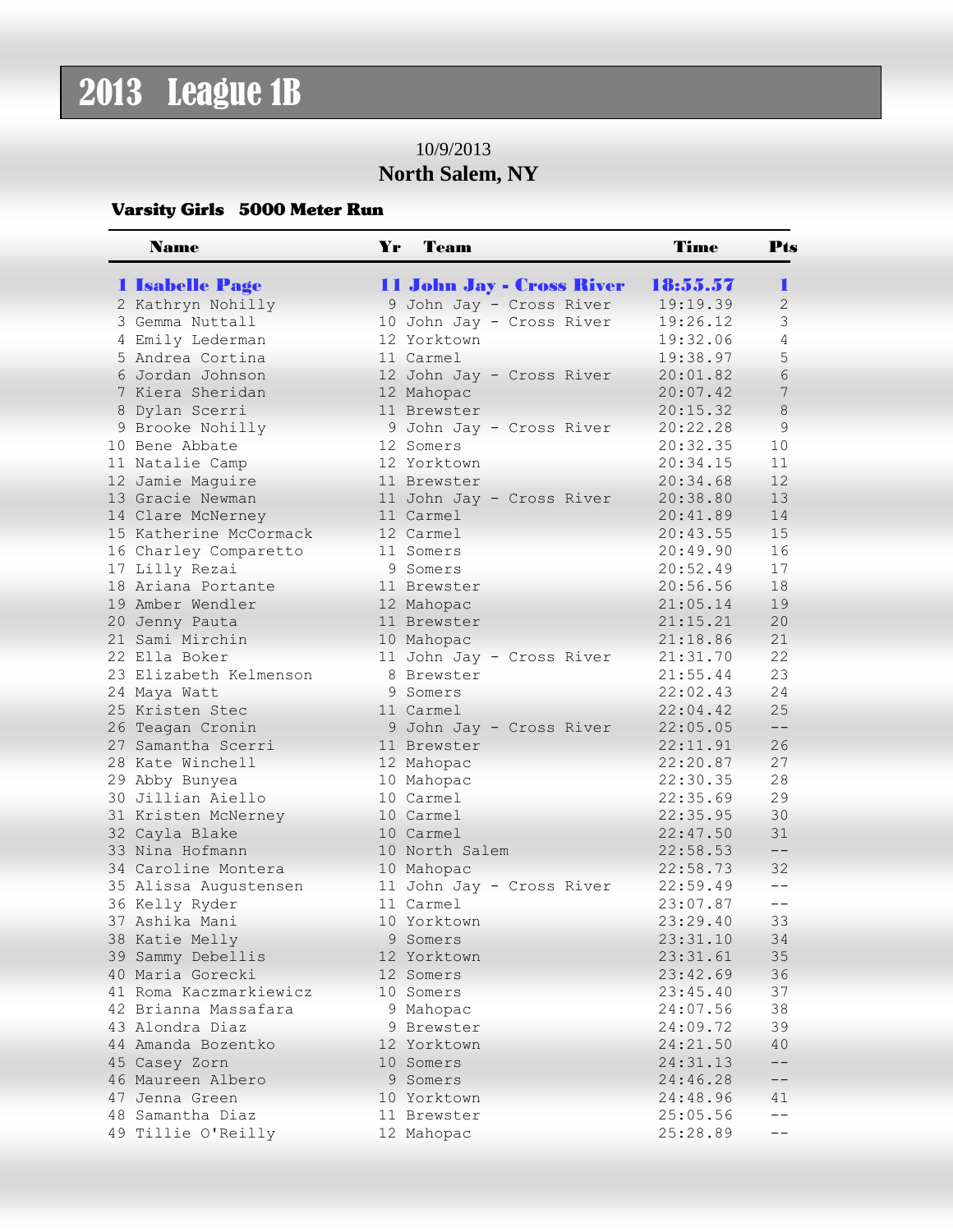# 2013 League 1B

10/9/2013

**North Salem, NY**

### Varsity Girls 5000 Meter Run

| | Name | Yr | Team | Time | Pts |
|---|---|---|---|---|---|
| **1** | **Isabelle Page** | **11** | **John Jay - Cross River** | **18:55.57** | **1** |
| 2 | Kathryn Nohilly | 9 | John Jay - Cross River | 19:19.39 | 2 |
| 3 | Gemma Nuttall | 10 | John Jay - Cross River | 19:26.12 | 3 |
| 4 | Emily Lederman | 12 | Yorktown | 19:32.06 | 4 |
| 5 | Andrea Cortina | 11 | Carmel | 19:38.97 | 5 |
| 6 | Jordan Johnson | 12 | John Jay - Cross River | 20:01.82 | 6 |
| 7 | Kiera Sheridan | 12 | Mahopac | 20:07.42 | 7 |
| 8 | Dylan Scerri | 11 | Brewster | 20:15.32 | 8 |
| 9 | Brooke Nohilly | 9 | John Jay - Cross River | 20:22.28 | 9 |
| 10 | Bene Abbate | 12 | Somers | 20:32.35 | 10 |
| 11 | Natalie Camp | 12 | Yorktown | 20:34.15 | 11 |
| 12 | Jamie Maguire | 11 | Brewster | 20:34.68 | 12 |
| 13 | Gracie Newman | 11 | John Jay - Cross River | 20:38.80 | 13 |
| 14 | Clare McNerney | 11 | Carmel | 20:41.89 | 14 |
| 15 | Katherine McCormack | 12 | Carmel | 20:43.55 | 15 |
| 16 | Charley Comparetto | 11 | Somers | 20:49.90 | 16 |
| 17 | Lilly Rezai | 9 | Somers | 20:52.49 | 17 |
| 18 | Ariana Portante | 11 | Brewster | 20:56.56 | 18 |
| 19 | Amber Wendler | 12 | Mahopac | 21:05.14 | 19 |
| 20 | Jenny Pauta | 11 | Brewster | 21:15.21 | 20 |
| 21 | Sami Mirchin | 10 | Mahopac | 21:18.86 | 21 |
| 22 | Ella Boker | 11 | John Jay - Cross River | 21:31.70 | 22 |
| 23 | Elizabeth Kelmenson | 8 | Brewster | 21:55.44 | 23 |
| 24 | Maya Watt | 9 | Somers | 22:02.43 | 24 |
| 25 | Kristen Stec | 11 | Carmel | 22:04.42 | 25 |
| 26 | Teagan Cronin | 9 | John Jay - Cross River | 22:05.05 | -- |
| 27 | Samantha Scerri | 11 | Brewster | 22:11.91 | 26 |
| 28 | Kate Winchell | 12 | Mahopac | 22:20.87 | 27 |
| 29 | Abby Bunyea | 10 | Mahopac | 22:30.35 | 28 |
| 30 | Jillian Aiello | 10 | Carmel | 22:35.69 | 29 |
| 31 | Kristen McNerney | 10 | Carmel | 22:35.95 | 30 |
| 32 | Cayla Blake | 10 | Carmel | 22:47.50 | 31 |
| 33 | Nina Hofmann | 10 | North Salem | 22:58.53 | -- |
| 34 | Caroline Montera | 10 | Mahopac | 22:58.73 | 32 |
| 35 | Alissa Augustensen | 11 | John Jay - Cross River | 22:59.49 | -- |
| 36 | Kelly Ryder | 11 | Carmel | 23:07.87 | -- |
| 37 | Ashika Mani | 10 | Yorktown | 23:29.40 | 33 |
| 38 | Katie Melly | 9 | Somers | 23:31.10 | 34 |
| 39 | Sammy Debellis | 12 | Yorktown | 23:31.61 | 35 |
| 40 | Maria Gorecki | 12 | Somers | 23:42.69 | 36 |
| 41 | Roma Kaczmarkiewicz | 10 | Somers | 23:45.40 | 37 |
| 42 | Brianna Massafara | 9 | Mahopac | 24:07.56 | 38 |
| 43 | Alondra Diaz | 9 | Brewster | 24:09.72 | 39 |
| 44 | Amanda Bozentko | 12 | Yorktown | 24:21.50 | 40 |
| 45 | Casey Zorn | 10 | Somers | 24:31.13 | -- |
| 46 | Maureen Albero | 9 | Somers | 24:46.28 | -- |
| 47 | Jenna Green | 10 | Yorktown | 24:48.96 | 41 |
| 48 | Samantha Diaz | 11 | Brewster | 25:05.56 | -- |
| 49 | Tillie O'Reilly | 12 | Mahopac | 25:28.89 | -- |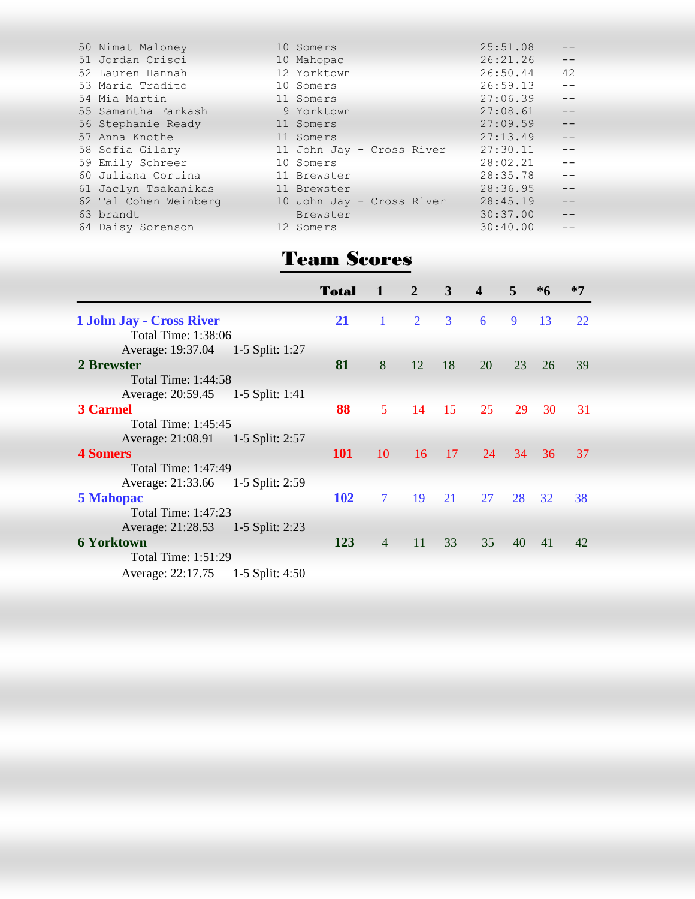| | | | | | |
|---|---|---|---|---|---|
| 50 | Nimat Maloney | 10 | Somers | 25:51.08 | -- |
| 51 | Jordan Crisci | 10 | Mahopac | 26:21.26 | -- |
| 52 | Lauren Hannah | 12 | Yorktown | 26:50.44 | 42 |
| 53 | Maria Tradito | 10 | Somers | 26:59.13 | -- |
| 54 | Mia Martin | 11 | Somers | 27:06.39 | -- |
| 55 | Samantha Farkash | 9 | Yorktown | 27:08.61 | -- |
| 56 | Stephanie Ready | 11 | Somers | 27:09.59 | -- |
| 57 | Anna Knothe | 11 | Somers | 27:13.49 | -- |
| 58 | Sofia Gilary | 11 | John Jay - Cross River | 27:30.11 | -- |
| 59 | Emily Schreer | 10 | Somers | 28:02.21 | -- |
| 60 | Juliana Cortina | 11 | Brewster | 28:35.78 | -- |
| 61 | Jaclyn Tsakanikas | 11 | Brewster | 28:36.95 | -- |
| 62 | Tal Cohen Weinberg | 10 | John Jay - Cross River | 28:45.19 | -- |
| 63 | brandt | | Brewster | 30:37.00 | -- |
| 64 | Daisy Sorenson | 12 | Somers | 30:40.00 | -- |

## Team Scores

| | Total | 1 | 2 | 3 | 4 | 5 | *6 | *7 |
|---|---|---|---|---|---|---|---|---|
| **1 John Jay - Cross River**<br>Total Time: 1:38:06<br>Average: 19:37.04 1-5 Split: 1:27 | **21** | 1 | 2 | 3 | 6 | 9 | 13 | 22 |
| **2 Brewster**<br>Total Time: 1:44:58<br>Average: 20:59.45 1-5 Split: 1:41 | **81** | 8 | 12 | 18 | 20 | 23 | 26 | 39 |
| **3 Carmel**<br>Total Time: 1:45:45<br>Average: 21:08.91 1-5 Split: 2:57 | **88** | 5 | 14 | 15 | 25 | 29 | 30 | 31 |
| **4 Somers**<br>Total Time: 1:47:49<br>Average: 21:33.66 1-5 Split: 2:59 | **101** | 10 | 16 | 17 | 24 | 34 | 36 | 37 |
| **5 Mahopac**<br>Total Time: 1:47:23<br>Average: 21:28.53 1-5 Split: 2:23 | **102** | 7 | 19 | 21 | 27 | 28 | 32 | 38 |
| **6 Yorktown**<br>Total Time: 1:51:29<br>Average: 22:17.75 1-5 Split: 4:50 | **123** | 4 | 11 | 33 | 35 | 40 | 41 | 42 |